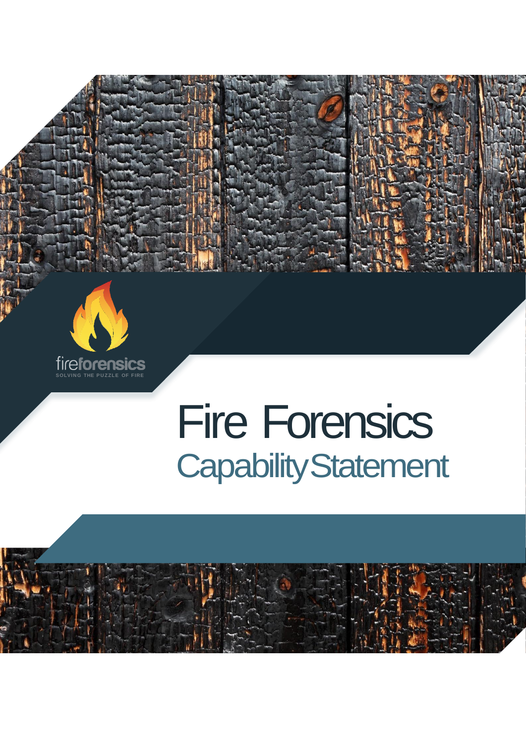fireforensics
SOLVING THE PUZZLE OF FIRE

# Fire Forensics

## Capability Statement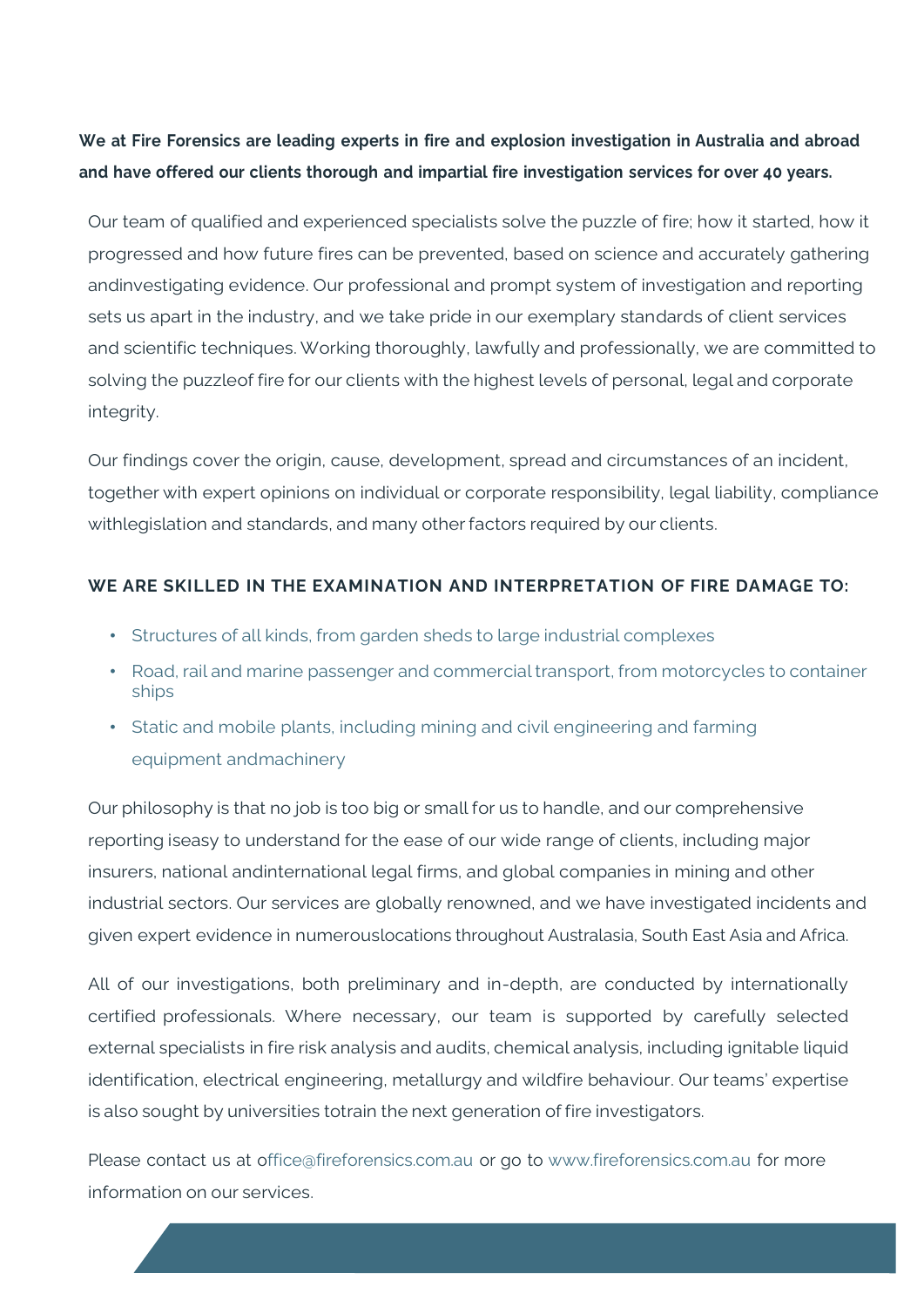**We at Fire Forensics are leading experts in fire and explosion investigation in Australia and abroad and have offered our clients thorough and impartial fire investigation services for over 40 years.**

Our team of qualified and experienced specialists solve the puzzle of fire; how it started, how it progressed and how future fires can be prevented, based on science and accurately gathering andinvestigating evidence. Our professional and prompt system of investigation and reporting sets us apart in the industry, and we take pride in our exemplary standards of client services and scientific techniques. Working thoroughly, lawfully and professionally, we are committed to solving the puzzleof fire for our clients with the highest levels of personal, legal and corporate integrity.

Our findings cover the origin, cause, development, spread and circumstances of an incident, together with expert opinions on individual or corporate responsibility, legal liability, compliance withlegislation and standards, and many other factors required by our clients.

## WE ARE SKILLED IN THE EXAMINATION AND INTERPRETATION OF FIRE DAMAGE TO:

- Structures of all kinds, from garden sheds to large industrial complexes
- Road, rail and marine passenger and commercial transport, from motorcycles to container ships
- Static and mobile plants, including mining and civil engineering and farming equipment andmachinery

Our philosophy is that no job is too big or small for us to handle, and our comprehensive reporting iseasy to understand for the ease of our wide range of clients, including major insurers, national andinternational legal firms, and global companies in mining and other industrial sectors. Our services are globally renowned, and we have investigated incidents and given expert evidence in numerouslocations throughout Australasia, South East Asia and Africa.

All of our investigations, both preliminary and in-depth, are conducted by internationally certified professionals. Where necessary, our team is supported by carefully selected external specialists in fire risk analysis and audits, chemical analysis, including ignitable liquid identification, electrical engineering, metallurgy and wildfire behaviour. Our teams' expertise is also sought by universities totrain the next generation of fire investigators.

Please contact us at office@fireforensics.com.au or go to www.fireforensics.com.au for more information on our services.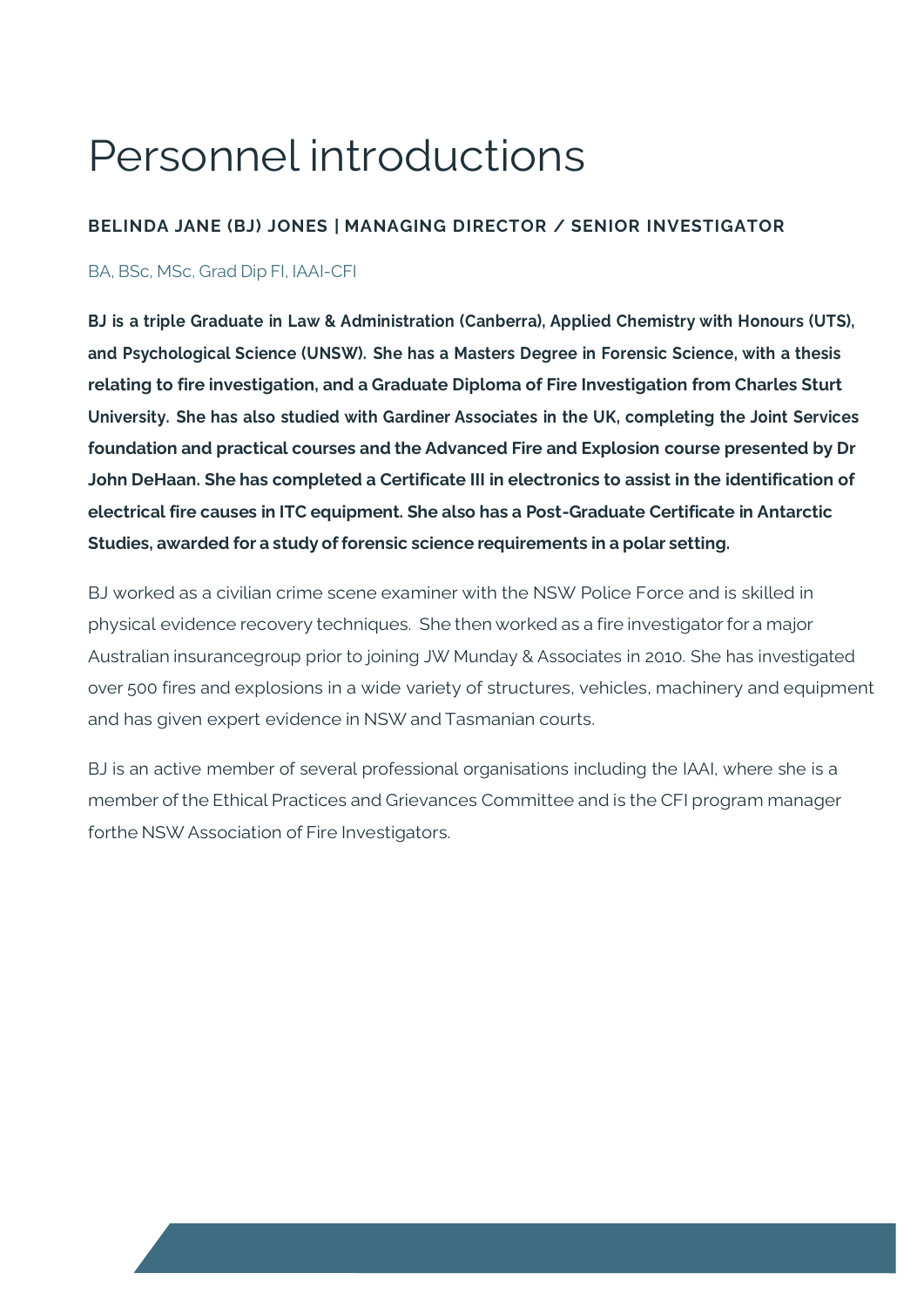# Personnel introductions

### BELINDA JANE (BJ) JONES | MANAGING DIRECTOR / SENIOR INVESTIGATOR

BA, BSc, MSc, Grad Dip FI, IAAI-CFI

**BJ is a triple Graduate in Law & Administration (Canberra), Applied Chemistry with Honours (UTS), and Psychological Science (UNSW). She has a Masters Degree in Forensic Science, with a thesis relating to fire investigation, and a Graduate Diploma of Fire Investigation from Charles Sturt University. She has also studied with Gardiner Associates in the UK, completing the Joint Services foundation and practical courses and the Advanced Fire and Explosion course presented by Dr John DeHaan. She has completed a Certificate III in electronics to assist in the identification of electrical fire causes in ITC equipment. She also has a Post-Graduate Certificate in Antarctic Studies, awarded for a study of forensic science requirements in a polar setting.**

BJ worked as a civilian crime scene examiner with the NSW Police Force and is skilled in physical evidence recovery techniques. She then worked as a fire investigator for a major Australian insurancegroup prior to joining JW Munday & Associates in 2010. She has investigated over 500 fires and explosions in a wide variety of structures, vehicles, machinery and equipment and has given expert evidence in NSW and Tasmanian courts.

BJ is an active member of several professional organisations including the IAAI, where she is a member of the Ethical Practices and Grievances Committee and is the CFI program manager forthe NSW Association of Fire Investigators.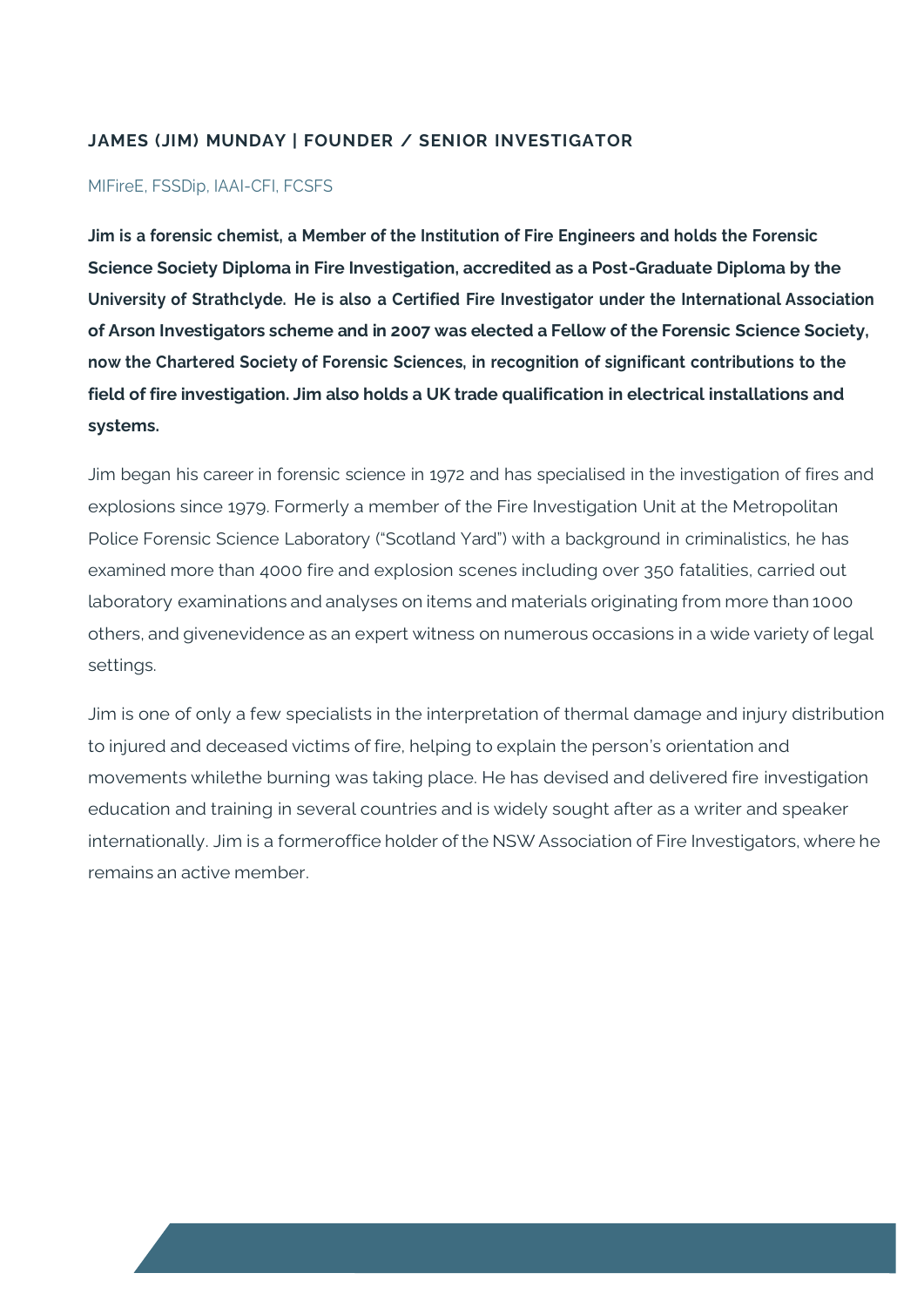### JAMES (JIM) MUNDAY | FOUNDER / SENIOR INVESTIGATOR

MIFireE, FSSDip, IAAI-CFI, FCSFS

**Jim is a forensic chemist, a Member of the Institution of Fire Engineers and holds the Forensic Science Society Diploma in Fire Investigation, accredited as a Post-Graduate Diploma by the University of Strathclyde. He is also a Certified Fire Investigator under the International Association of Arson Investigators scheme and in 2007 was elected a Fellow of the Forensic Science Society, now the Chartered Society of Forensic Sciences, in recognition of significant contributions to the field of fire investigation. Jim also holds a UK trade qualification in electrical installations and systems.**

Jim began his career in forensic science in 1972 and has specialised in the investigation of fires and explosions since 1979. Formerly a member of the Fire Investigation Unit at the Metropolitan Police Forensic Science Laboratory ("Scotland Yard") with a background in criminalistics, he has examined more than 4000 fire and explosion scenes including over 350 fatalities, carried out laboratory examinations and analyses on items and materials originating from more than 1000 others, and givenevidence as an expert witness on numerous occasions in a wide variety of legal settings.

Jim is one of only a few specialists in the interpretation of thermal damage and injury distribution to injured and deceased victims of fire, helping to explain the person's orientation and movements whilethe burning was taking place. He has devised and delivered fire investigation education and training in several countries and is widely sought after as a writer and speaker internationally. Jim is a formeroffice holder of the NSW Association of Fire Investigators, where he remains an active member.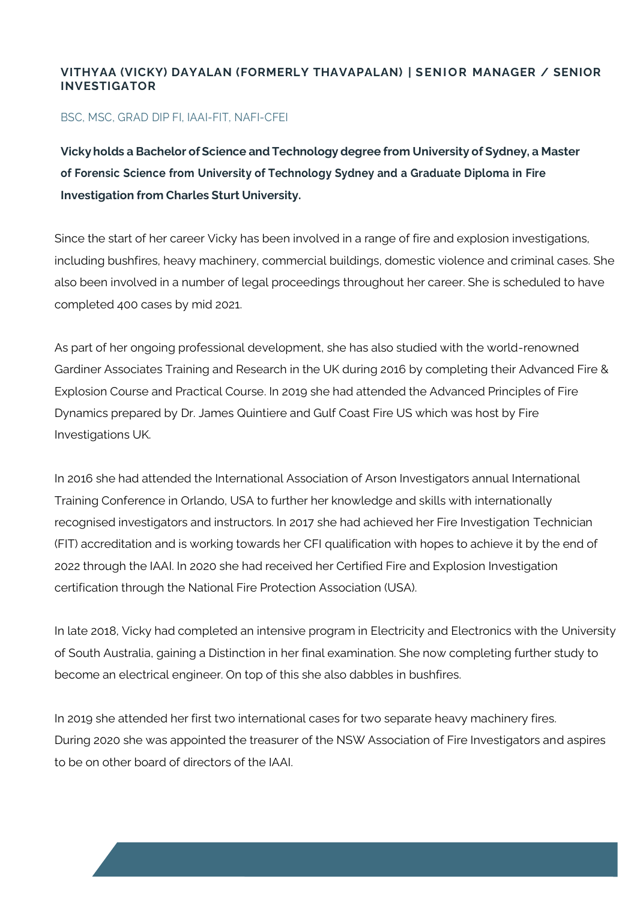## VITHYAA (VICKY) DAYALAN (FORMERLY THAVAPALAN) | SENIOR MANAGER / SENIOR INVESTIGATOR

BSC, MSC, GRAD DIP FI, IAAI-FIT, NAFI-CFEI

**Vicky holds a Bachelor of Science and Technology degree from University of Sydney, a Master of Forensic Science from University of Technology Sydney and a Graduate Diploma in Fire Investigation from Charles Sturt University.**

Since the start of her career Vicky has been involved in a range of fire and explosion investigations, including bushfires, heavy machinery, commercial buildings, domestic violence and criminal cases. She also been involved in a number of legal proceedings throughout her career. She is scheduled to have completed 400 cases by mid 2021.

As part of her ongoing professional development, she has also studied with the world-renowned Gardiner Associates Training and Research in the UK during 2016 by completing their Advanced Fire & Explosion Course and Practical Course. In 2019 she had attended the Advanced Principles of Fire Dynamics prepared by Dr. James Quintiere and Gulf Coast Fire US which was host by Fire Investigations UK.

In 2016 she had attended the International Association of Arson Investigators annual International Training Conference in Orlando, USA to further her knowledge and skills with internationally recognised investigators and instructors. In 2017 she had achieved her Fire Investigation Technician (FIT) accreditation and is working towards her CFI qualification with hopes to achieve it by the end of 2022 through the IAAI. In 2020 she had received her Certified Fire and Explosion Investigation certification through the National Fire Protection Association (USA).

In late 2018, Vicky had completed an intensive program in Electricity and Electronics with the University of South Australia, gaining a Distinction in her final examination. She now completing further study to become an electrical engineer. On top of this she also dabbles in bushfires.

In 2019 she attended her first two international cases for two separate heavy machinery fires. During 2020 she was appointed the treasurer of the NSW Association of Fire Investigators and aspires to be on other board of directors of the IAAI.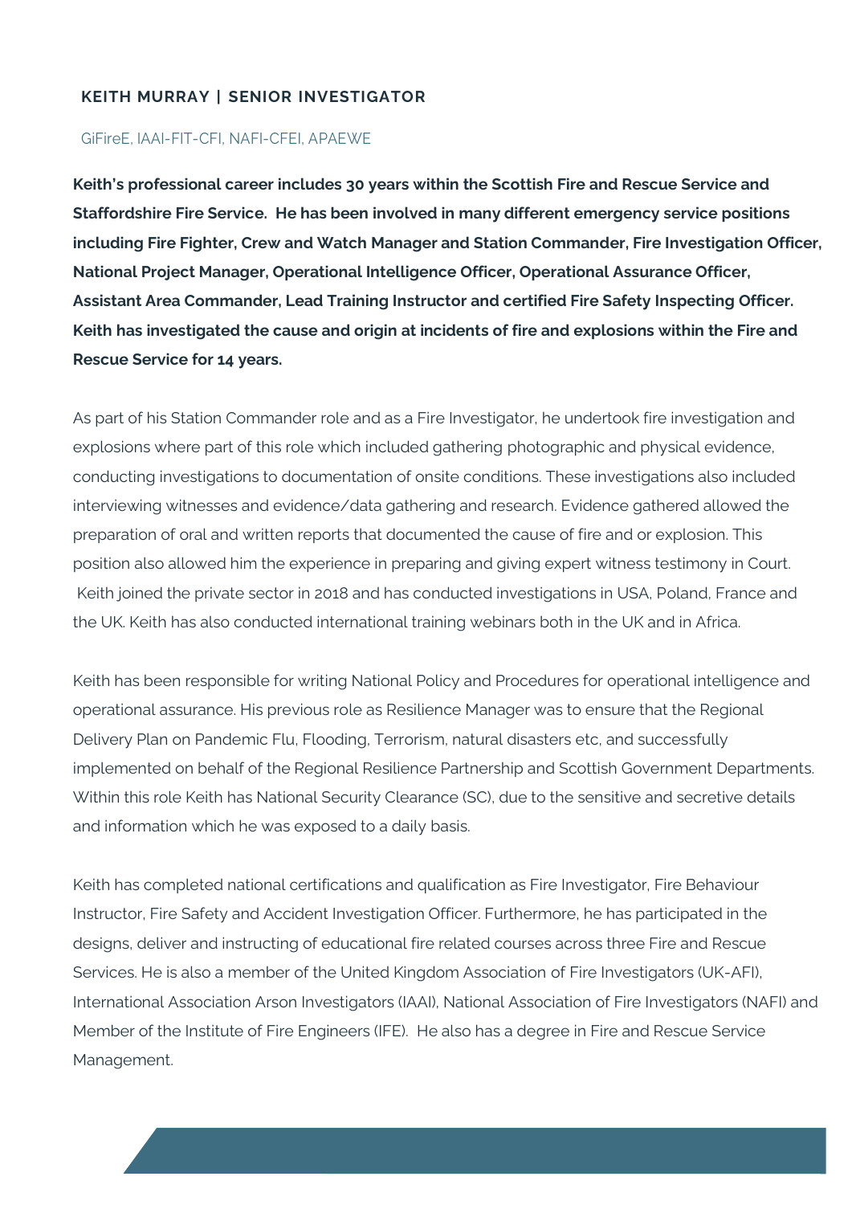## KEITH MURRAY | SENIOR INVESTIGATOR

GiFireE, IAAI-FIT-CFI, NAFI-CFEI, APAEWE

**Keith's professional career includes 30 years within the Scottish Fire and Rescue Service and Staffordshire Fire Service. He has been involved in many different emergency service positions including Fire Fighter, Crew and Watch Manager and Station Commander, Fire Investigation Officer, National Project Manager, Operational Intelligence Officer, Operational Assurance Officer, Assistant Area Commander, Lead Training Instructor and certified Fire Safety Inspecting Officer. Keith has investigated the cause and origin at incidents of fire and explosions within the Fire and Rescue Service for 14 years.**

As part of his Station Commander role and as a Fire Investigator, he undertook fire investigation and explosions where part of this role which included gathering photographic and physical evidence, conducting investigations to documentation of onsite conditions. These investigations also included interviewing witnesses and evidence/data gathering and research. Evidence gathered allowed the preparation of oral and written reports that documented the cause of fire and or explosion. This position also allowed him the experience in preparing and giving expert witness testimony in Court. Keith joined the private sector in 2018 and has conducted investigations in USA, Poland, France and the UK. Keith has also conducted international training webinars both in the UK and in Africa.

Keith has been responsible for writing National Policy and Procedures for operational intelligence and operational assurance. His previous role as Resilience Manager was to ensure that the Regional Delivery Plan on Pandemic Flu, Flooding, Terrorism, natural disasters etc, and successfully implemented on behalf of the Regional Resilience Partnership and Scottish Government Departments. Within this role Keith has National Security Clearance (SC), due to the sensitive and secretive details and information which he was exposed to a daily basis.

Keith has completed national certifications and qualification as Fire Investigator, Fire Behaviour Instructor, Fire Safety and Accident Investigation Officer. Furthermore, he has participated in the designs, deliver and instructing of educational fire related courses across three Fire and Rescue Services. He is also a member of the United Kingdom Association of Fire Investigators (UK-AFI), International Association Arson Investigators (IAAI), National Association of Fire Investigators (NAFI) and Member of the Institute of Fire Engineers (IFE). He also has a degree in Fire and Rescue Service Management.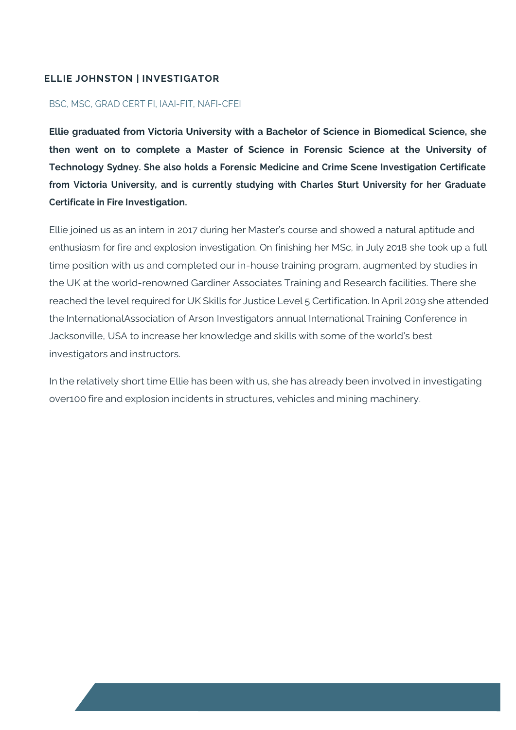## ELLIE JOHNSTON | INVESTIGATOR

BSC, MSC, GRAD CERT FI, IAAI-FIT, NAFI-CFEI

**Ellie graduated from Victoria University with a Bachelor of Science in Biomedical Science, she then went on to complete a Master of Science in Forensic Science at the University of Technology Sydney. She also holds a Forensic Medicine and Crime Scene Investigation Certificate from Victoria University, and is currently studying with Charles Sturt University for her Graduate Certificate in Fire Investigation.**

Ellie joined us as an intern in 2017 during her Master's course and showed a natural aptitude and enthusiasm for fire and explosion investigation. On finishing her MSc, in July 2018 she took up a full time position with us and completed our in-house training program, augmented by studies in the UK at the world-renowned Gardiner Associates Training and Research facilities. There she reached the level required for UK Skills for Justice Level 5 Certification. In April 2019 she attended the InternationalAssociation of Arson Investigators annual International Training Conference in Jacksonville, USA to increase her knowledge and skills with some of the world's best investigators and instructors.

In the relatively short time Ellie has been with us, she has already been involved in investigating over100 fire and explosion incidents in structures, vehicles and mining machinery.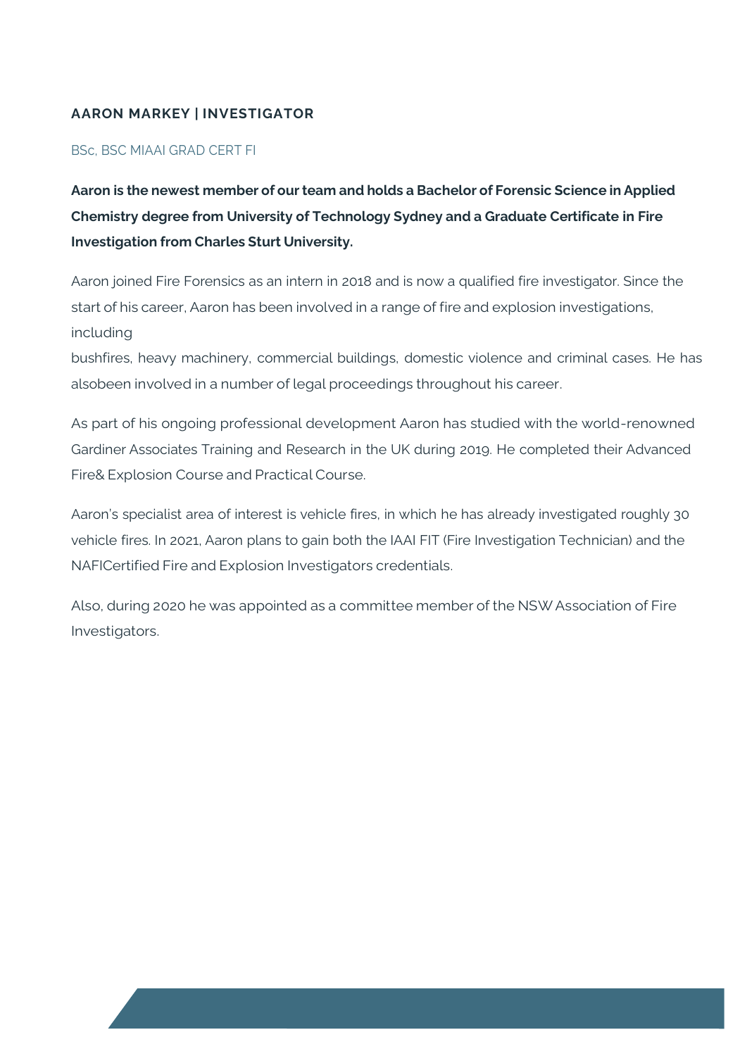### AARON MARKEY | INVESTIGATOR

BSc, BSC MIAAI GRAD CERT FI

**Aaron is the newest member of our team and holds a Bachelor of Forensic Science in Applied Chemistry degree from University of Technology Sydney and a Graduate Certificate in Fire Investigation from Charles Sturt University.**

Aaron joined Fire Forensics as an intern in 2018 and is now a qualified fire investigator. Since the start of his career, Aaron has been involved in a range of fire and explosion investigations, including bushfires, heavy machinery, commercial buildings, domestic violence and criminal cases. He has alsobeen involved in a number of legal proceedings throughout his career.

As part of his ongoing professional development Aaron has studied with the world-renowned Gardiner Associates Training and Research in the UK during 2019. He completed their Advanced Fire& Explosion Course and Practical Course.

Aaron's specialist area of interest is vehicle fires, in which he has already investigated roughly 30 vehicle fires. In 2021, Aaron plans to gain both the IAAI FIT (Fire Investigation Technician) and the NAFICertified Fire and Explosion Investigators credentials.

Also, during 2020 he was appointed as a committee member of the NSW Association of Fire Investigators.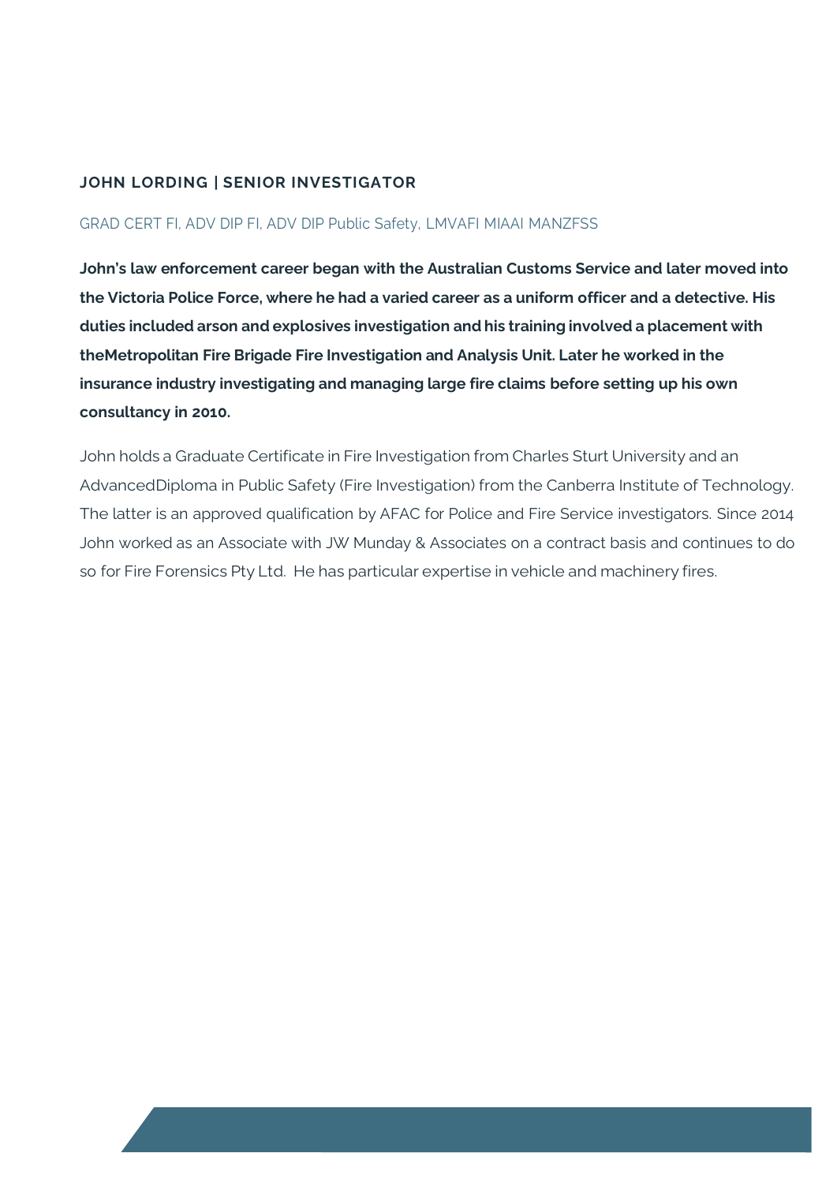**JOHN LORDING | SENIOR INVESTIGATOR**

GRAD CERT FI, ADV DIP FI, ADV DIP Public Safety, LMVAFI MIAAI MANZFSS

**John's law enforcement career began with the Australian Customs Service and later moved into the Victoria Police Force, where he had a varied career as a uniform officer and a detective. His duties included arson and explosives investigation and his training involved a placement with theMetropolitan Fire Brigade Fire Investigation and Analysis Unit. Later he worked in the insurance industry investigating and managing large fire claims before setting up his own consultancy in 2010.**

John holds a Graduate Certificate in Fire Investigation from Charles Sturt University and an AdvancedDiploma in Public Safety (Fire Investigation) from the Canberra Institute of Technology. The latter is an approved qualification by AFAC for Police and Fire Service investigators. Since 2014 John worked as an Associate with JW Munday & Associates on a contract basis and continues to do so for Fire Forensics Pty Ltd. He has particular expertise in vehicle and machinery fires.